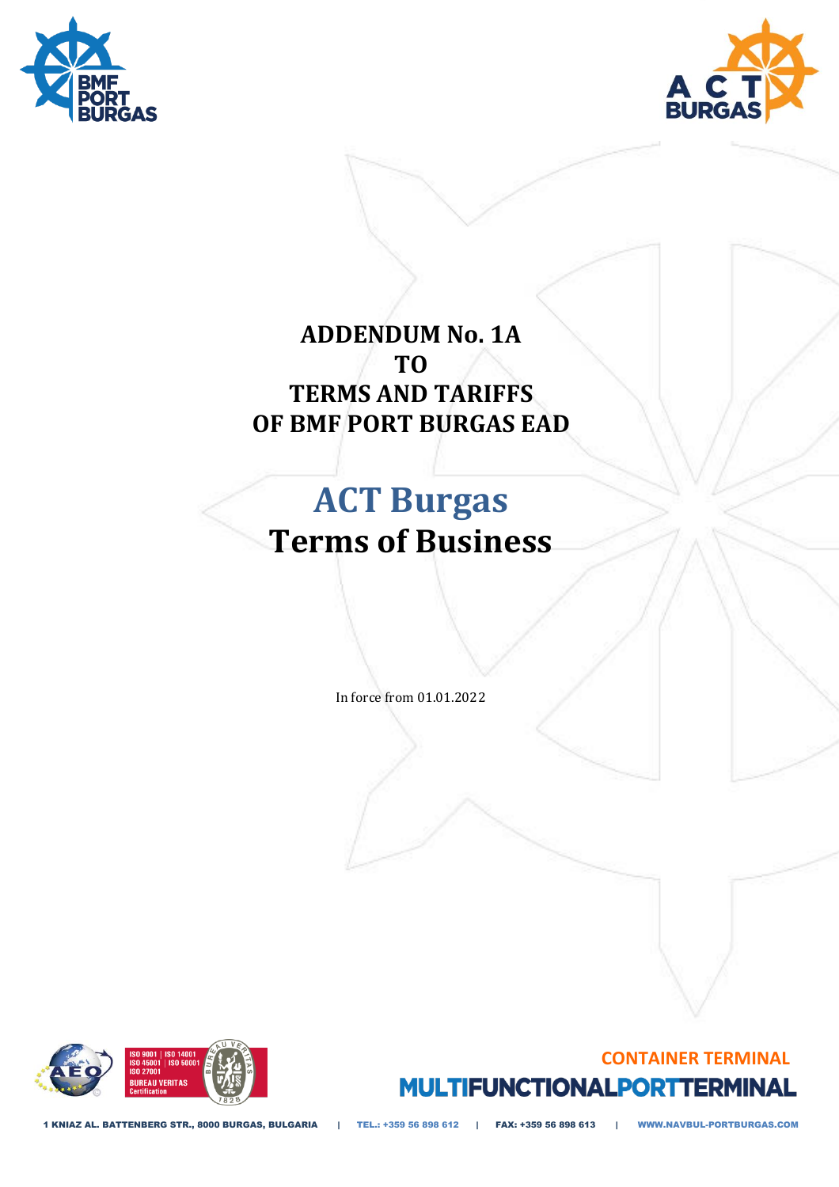# ADDENDUM No. 1A
# TO
# TERMS AND TARIFFS
# OF BMF PORT BURGAS EAD

## ACT Burgas
## Terms of Business

In force from 01.01.2022

CONTAINER TERMINAL

MULTIFUNCTIONAL PORT TERMINAL

1 KNIAZ AL. BATTENBERG STR., 8000 BURGAS, BULGARIA | TEL.: +359 56 898 612 | FAX: +359 56 898 613 | WWW.NAVBUL-PORTBURGAS.COM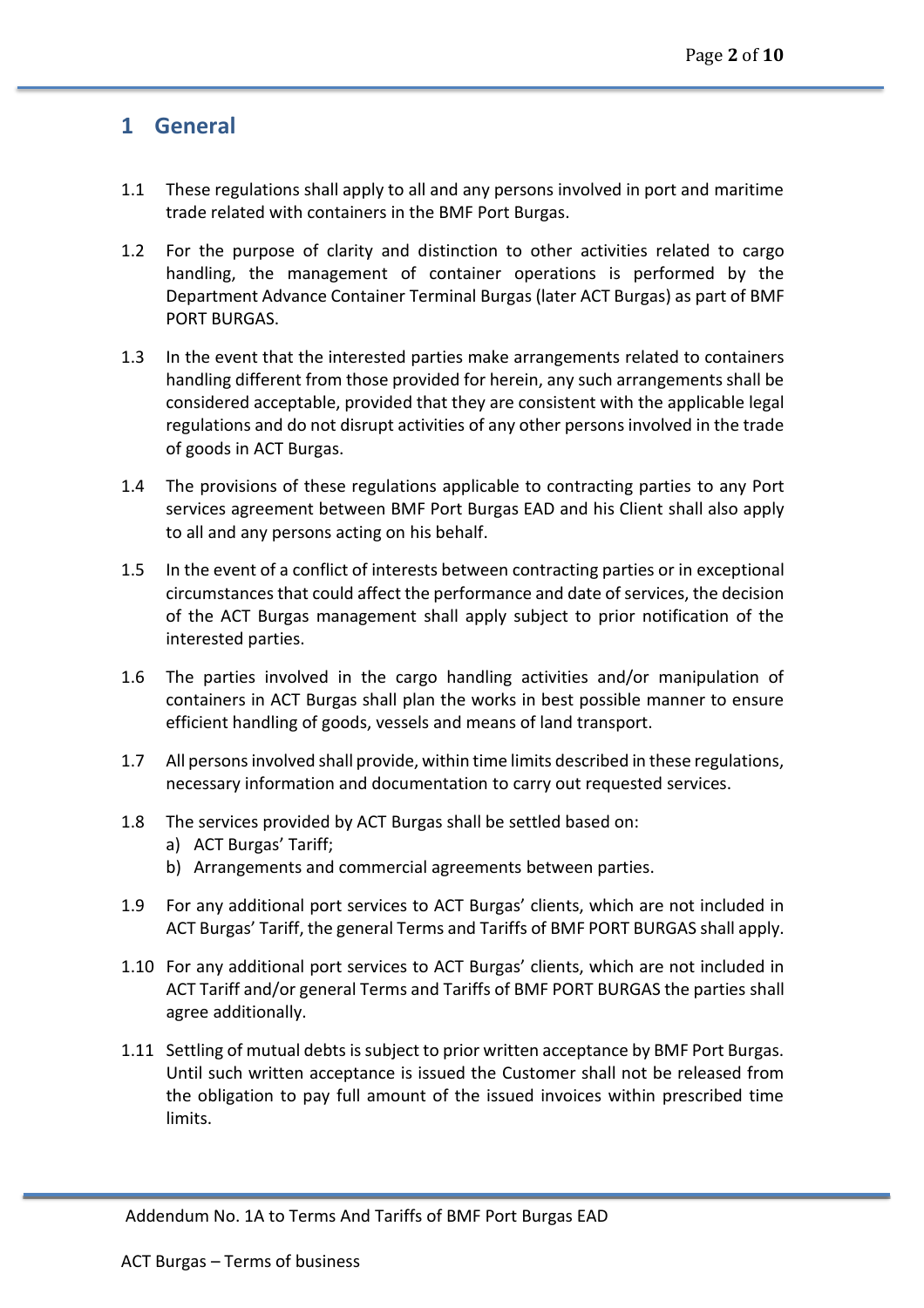# 1 General

1.1 These regulations shall apply to all and any persons involved in port and maritime trade related with containers in the BMF Port Burgas.

1.2 For the purpose of clarity and distinction to other activities related to cargo handling, the management of container operations is performed by the Department Advance Container Terminal Burgas (later ACT Burgas) as part of BMF PORT BURGAS.

1.3 In the event that the interested parties make arrangements related to containers handling different from those provided for herein, any such arrangements shall be considered acceptable, provided that they are consistent with the applicable legal regulations and do not disrupt activities of any other persons involved in the trade of goods in ACT Burgas.

1.4 The provisions of these regulations applicable to contracting parties to any Port services agreement between BMF Port Burgas EAD and his Client shall also apply to all and any persons acting on his behalf.

1.5 In the event of a conflict of interests between contracting parties or in exceptional circumstances that could affect the performance and date of services, the decision of the ACT Burgas management shall apply subject to prior notification of the interested parties.

1.6 The parties involved in the cargo handling activities and/or manipulation of containers in ACT Burgas shall plan the works in best possible manner to ensure efficient handling of goods, vessels and means of land transport.

1.7 All persons involved shall provide, within time limits described in these regulations, necessary information and documentation to carry out requested services.

1.8 The services provided by ACT Burgas shall be settled based on:
   a) ACT Burgas' Tariff;
   b) Arrangements and commercial agreements between parties.

1.9 For any additional port services to ACT Burgas' clients, which are not included in ACT Burgas' Tariff, the general Terms and Tariffs of BMF PORT BURGAS shall apply.

1.10 For any additional port services to ACT Burgas' clients, which are not included in ACT Tariff and/or general Terms and Tariffs of BMF PORT BURGAS the parties shall agree additionally.

1.11 Settling of mutual debts is subject to prior written acceptance by BMF Port Burgas. Until such written acceptance is issued the Customer shall not be released from the obligation to pay full amount of the issued invoices within prescribed time limits.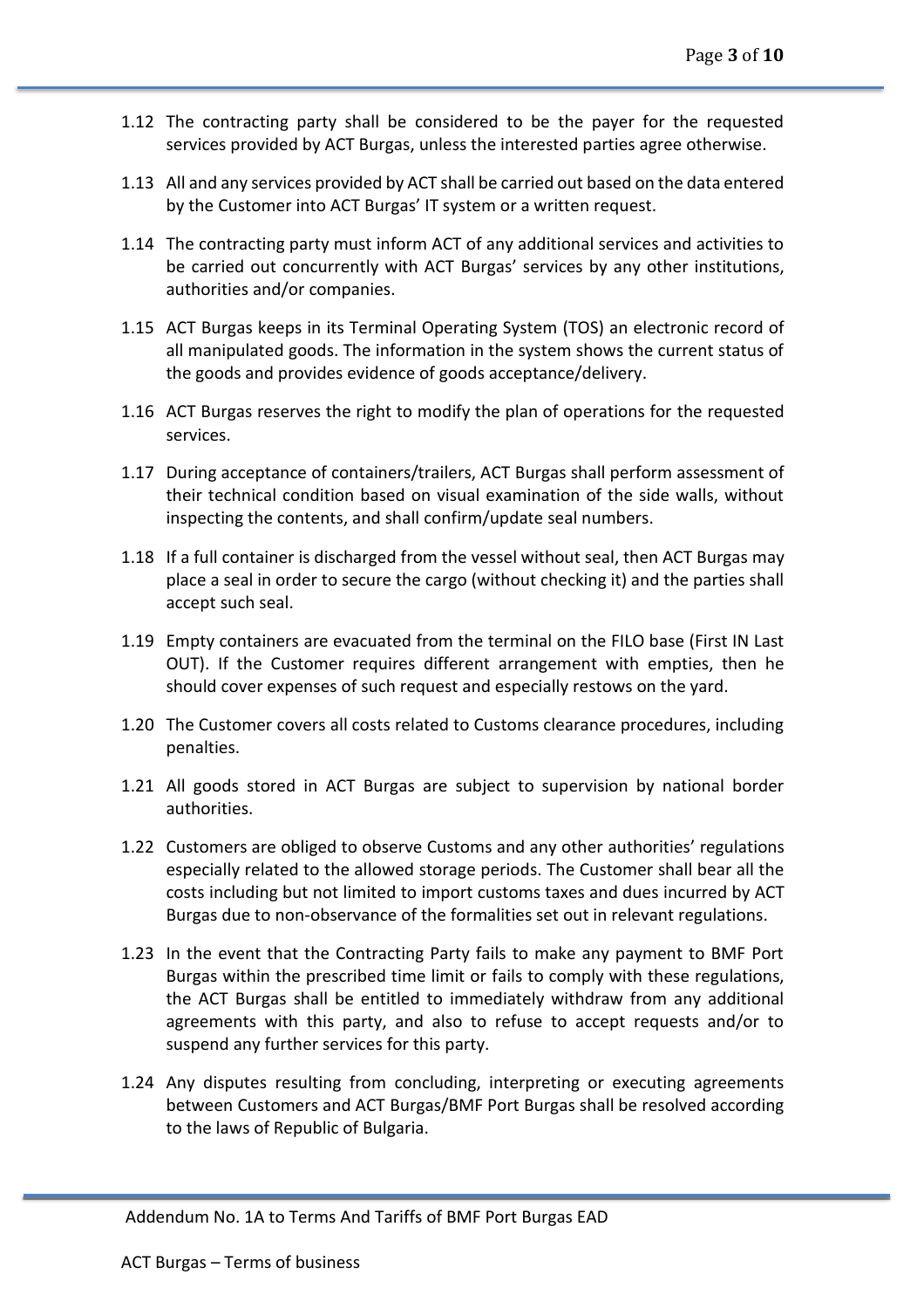1.12 The contracting party shall be considered to be the payer for the requested services provided by ACT Burgas, unless the interested parties agree otherwise.

1.13 All and any services provided by ACT shall be carried out based on the data entered by the Customer into ACT Burgas' IT system or a written request.

1.14 The contracting party must inform ACT of any additional services and activities to be carried out concurrently with ACT Burgas' services by any other institutions, authorities and/or companies.

1.15 ACT Burgas keeps in its Terminal Operating System (TOS) an electronic record of all manipulated goods. The information in the system shows the current status of the goods and provides evidence of goods acceptance/delivery.

1.16 ACT Burgas reserves the right to modify the plan of operations for the requested services.

1.17 During acceptance of containers/trailers, ACT Burgas shall perform assessment of their technical condition based on visual examination of the side walls, without inspecting the contents, and shall confirm/update seal numbers.

1.18 If a full container is discharged from the vessel without seal, then ACT Burgas may place a seal in order to secure the cargo (without checking it) and the parties shall accept such seal.

1.19 Empty containers are evacuated from the terminal on the FILO base (First IN Last OUT). If the Customer requires different arrangement with empties, then he should cover expenses of such request and especially restows on the yard.

1.20 The Customer covers all costs related to Customs clearance procedures, including penalties.

1.21 All goods stored in ACT Burgas are subject to supervision by national border authorities.

1.22 Customers are obliged to observe Customs and any other authorities' regulations especially related to the allowed storage periods. The Customer shall bear all the costs including but not limited to import customs taxes and dues incurred by ACT Burgas due to non-observance of the formalities set out in relevant regulations.

1.23 In the event that the Contracting Party fails to make any payment to BMF Port Burgas within the prescribed time limit or fails to comply with these regulations, the ACT Burgas shall be entitled to immediately withdraw from any additional agreements with this party, and also to refuse to accept requests and/or to suspend any further services for this party.

1.24 Any disputes resulting from concluding, interpreting or executing agreements between Customers and ACT Burgas/BMF Port Burgas shall be resolved according to the laws of Republic of Bulgaria.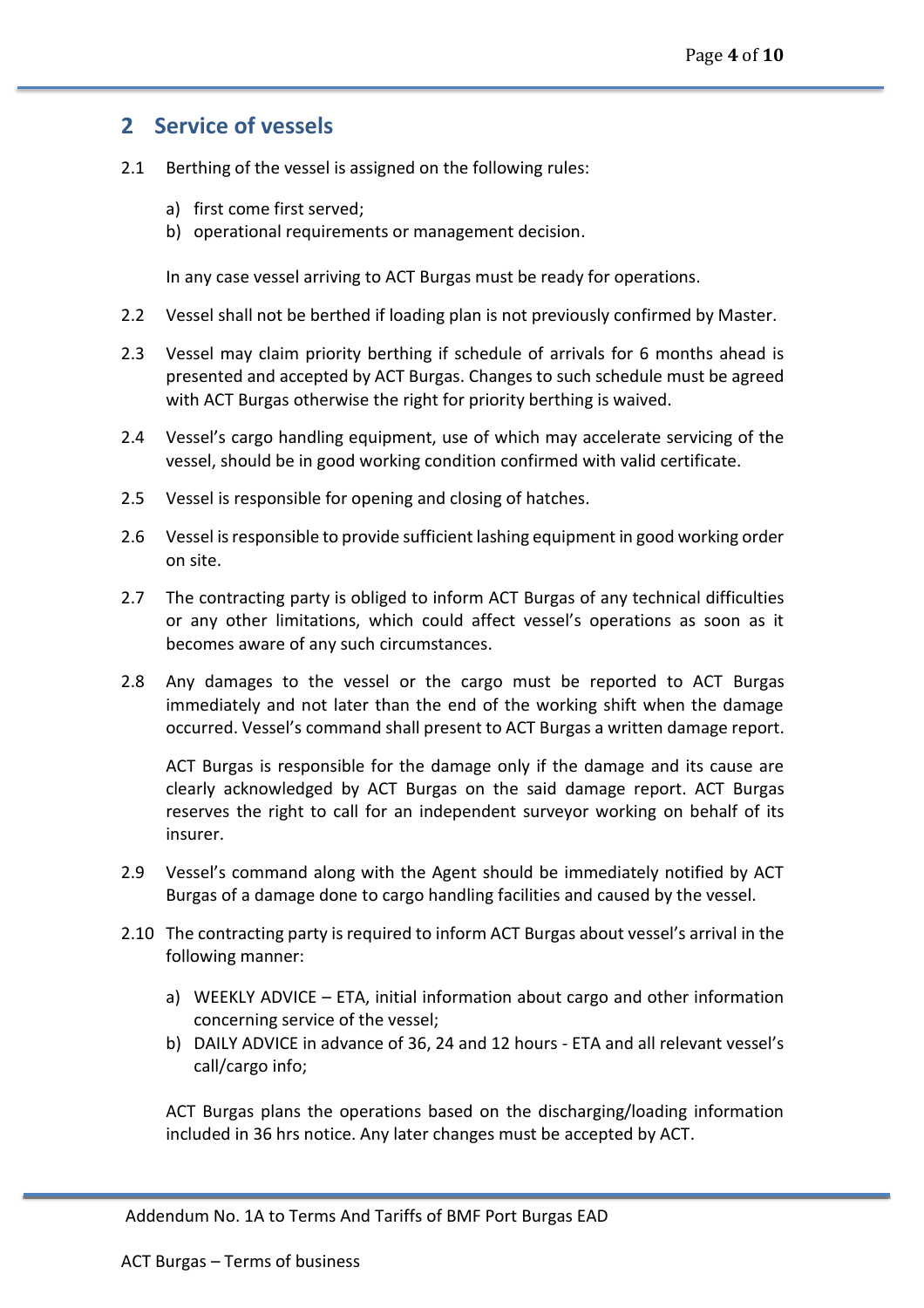## 2 Service of vessels

2.1 Berthing of the vessel is assigned on the following rules:

a) first come first served;
b) operational requirements or management decision.

In any case vessel arriving to ACT Burgas must be ready for operations.

2.2 Vessel shall not be berthed if loading plan is not previously confirmed by Master.

2.3 Vessel may claim priority berthing if schedule of arrivals for 6 months ahead is presented and accepted by ACT Burgas. Changes to such schedule must be agreed with ACT Burgas otherwise the right for priority berthing is waived.

2.4 Vessel's cargo handling equipment, use of which may accelerate servicing of the vessel, should be in good working condition confirmed with valid certificate.

2.5 Vessel is responsible for opening and closing of hatches.

2.6 Vessel is responsible to provide sufficient lashing equipment in good working order on site.

2.7 The contracting party is obliged to inform ACT Burgas of any technical difficulties or any other limitations, which could affect vessel's operations as soon as it becomes aware of any such circumstances.

2.8 Any damages to the vessel or the cargo must be reported to ACT Burgas immediately and not later than the end of the working shift when the damage occurred. Vessel's command shall present to ACT Burgas a written damage report.

ACT Burgas is responsible for the damage only if the damage and its cause are clearly acknowledged by ACT Burgas on the said damage report. ACT Burgas reserves the right to call for an independent surveyor working on behalf of its insurer.

2.9 Vessel's command along with the Agent should be immediately notified by ACT Burgas of a damage done to cargo handling facilities and caused by the vessel.

2.10 The contracting party is required to inform ACT Burgas about vessel's arrival in the following manner:

a) WEEKLY ADVICE – ETA, initial information about cargo and other information concerning service of the vessel;
b) DAILY ADVICE in advance of 36, 24 and 12 hours - ETA and all relevant vessel's call/cargo info;

ACT Burgas plans the operations based on the discharging/loading information included in 36 hrs notice. Any later changes must be accepted by ACT.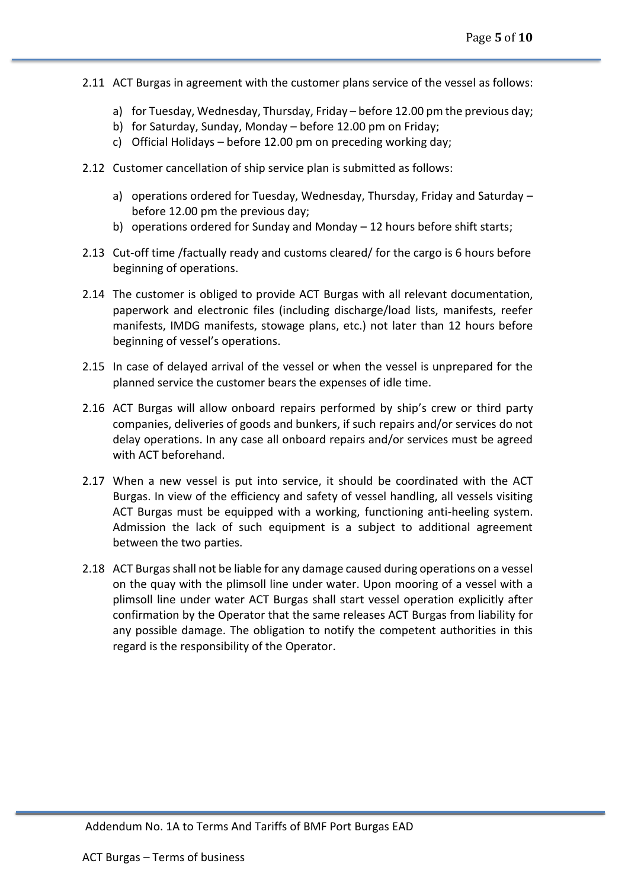2.11 ACT Burgas in agreement with the customer plans service of the vessel as follows:

   a) for Tuesday, Wednesday, Thursday, Friday – before 12.00 pm the previous day;
   b) for Saturday, Sunday, Monday – before 12.00 pm on Friday;
   c) Official Holidays – before 12.00 pm on preceding working day;

2.12 Customer cancellation of ship service plan is submitted as follows:

   a) operations ordered for Tuesday, Wednesday, Thursday, Friday and Saturday – before 12.00 pm the previous day;
   b) operations ordered for Sunday and Monday – 12 hours before shift starts;

2.13 Cut-off time /factually ready and customs cleared/ for the cargo is 6 hours before beginning of operations.

2.14 The customer is obliged to provide ACT Burgas with all relevant documentation, paperwork and electronic files (including discharge/load lists, manifests, reefer manifests, IMDG manifests, stowage plans, etc.) not later than 12 hours before beginning of vessel's operations.

2.15 In case of delayed arrival of the vessel or when the vessel is unprepared for the planned service the customer bears the expenses of idle time.

2.16 ACT Burgas will allow onboard repairs performed by ship's crew or third party companies, deliveries of goods and bunkers, if such repairs and/or services do not delay operations. In any case all onboard repairs and/or services must be agreed with ACT beforehand.

2.17 When a new vessel is put into service, it should be coordinated with the ACT Burgas. In view of the efficiency and safety of vessel handling, all vessels visiting ACT Burgas must be equipped with a working, functioning anti-heeling system. Admission the lack of such equipment is a subject to additional agreement between the two parties.

2.18 ACT Burgas shall not be liable for any damage caused during operations on a vessel on the quay with the plimsoll line under water. Upon mooring of a vessel with a plimsoll line under water ACT Burgas shall start vessel operation explicitly after confirmation by the Operator that the same releases ACT Burgas from liability for any possible damage. The obligation to notify the competent authorities in this regard is the responsibility of the Operator.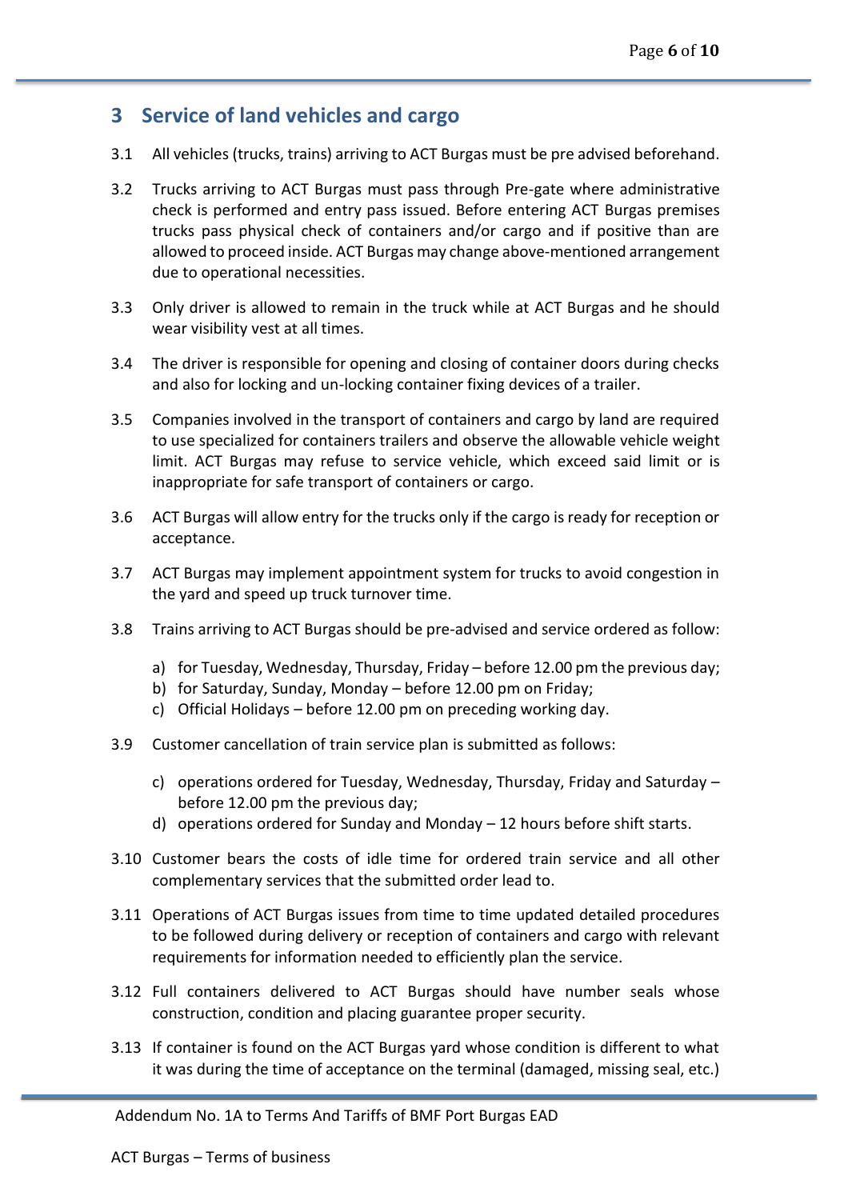## 3 Service of land vehicles and cargo

3.1 All vehicles (trucks, trains) arriving to ACT Burgas must be pre advised beforehand.

3.2 Trucks arriving to ACT Burgas must pass through Pre-gate where administrative check is performed and entry pass issued. Before entering ACT Burgas premises trucks pass physical check of containers and/or cargo and if positive than are allowed to proceed inside. ACT Burgas may change above-mentioned arrangement due to operational necessities.

3.3 Only driver is allowed to remain in the truck while at ACT Burgas and he should wear visibility vest at all times.

3.4 The driver is responsible for opening and closing of container doors during checks and also for locking and un-locking container fixing devices of a trailer.

3.5 Companies involved in the transport of containers and cargo by land are required to use specialized for containers trailers and observe the allowable vehicle weight limit. ACT Burgas may refuse to service vehicle, which exceed said limit or is inappropriate for safe transport of containers or cargo.

3.6 ACT Burgas will allow entry for the trucks only if the cargo is ready for reception or acceptance.

3.7 ACT Burgas may implement appointment system for trucks to avoid congestion in the yard and speed up truck turnover time.

3.8 Trains arriving to ACT Burgas should be pre-advised and service ordered as follow:

a) for Tuesday, Wednesday, Thursday, Friday – before 12.00 pm the previous day;
b) for Saturday, Sunday, Monday – before 12.00 pm on Friday;
c) Official Holidays – before 12.00 pm on preceding working day.

3.9 Customer cancellation of train service plan is submitted as follows:

c) operations ordered for Tuesday, Wednesday, Thursday, Friday and Saturday – before 12.00 pm the previous day;
d) operations ordered for Sunday and Monday – 12 hours before shift starts.

3.10 Customer bears the costs of idle time for ordered train service and all other complementary services that the submitted order lead to.

3.11 Operations of ACT Burgas issues from time to time updated detailed procedures to be followed during delivery or reception of containers and cargo with relevant requirements for information needed to efficiently plan the service.

3.12 Full containers delivered to ACT Burgas should have number seals whose construction, condition and placing guarantee proper security.

3.13 If container is found on the ACT Burgas yard whose condition is different to what it was during the time of acceptance on the terminal (damaged, missing seal, etc.)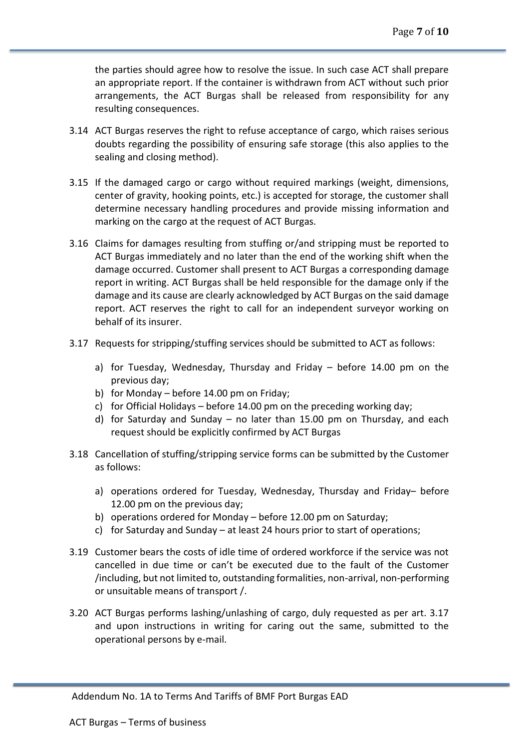the parties should agree how to resolve the issue. In such case ACT shall prepare an appropriate report. If the container is withdrawn from ACT without such prior arrangements, the ACT Burgas shall be released from responsibility for any resulting consequences.

3.14 ACT Burgas reserves the right to refuse acceptance of cargo, which raises serious doubts regarding the possibility of ensuring safe storage (this also applies to the sealing and closing method).

3.15 If the damaged cargo or cargo without required markings (weight, dimensions, center of gravity, hooking points, etc.) is accepted for storage, the customer shall determine necessary handling procedures and provide missing information and marking on the cargo at the request of ACT Burgas.

3.16 Claims for damages resulting from stuffing or/and stripping must be reported to ACT Burgas immediately and no later than the end of the working shift when the damage occurred. Customer shall present to ACT Burgas a corresponding damage report in writing. ACT Burgas shall be held responsible for the damage only if the damage and its cause are clearly acknowledged by ACT Burgas on the said damage report. ACT reserves the right to call for an independent surveyor working on behalf of its insurer.

3.17 Requests for stripping/stuffing services should be submitted to ACT as follows:

a) for Tuesday, Wednesday, Thursday and Friday – before 14.00 pm on the previous day;
b) for Monday – before 14.00 pm on Friday;
c) for Official Holidays – before 14.00 pm on the preceding working day;
d) for Saturday and Sunday – no later than 15.00 pm on Thursday, and each request should be explicitly confirmed by ACT Burgas

3.18 Cancellation of stuffing/stripping service forms can be submitted by the Customer as follows:

a) operations ordered for Tuesday, Wednesday, Thursday and Friday– before 12.00 pm on the previous day;
b) operations ordered for Monday – before 12.00 pm on Saturday;
c) for Saturday and Sunday – at least 24 hours prior to start of operations;

3.19 Customer bears the costs of idle time of ordered workforce if the service was not cancelled in due time or can't be executed due to the fault of the Customer /including, but not limited to, outstanding formalities, non-arrival, non-performing or unsuitable means of transport /.

3.20 ACT Burgas performs lashing/unlashing of cargo, duly requested as per art. 3.17 and upon instructions in writing for caring out the same, submitted to the operational persons by e-mail.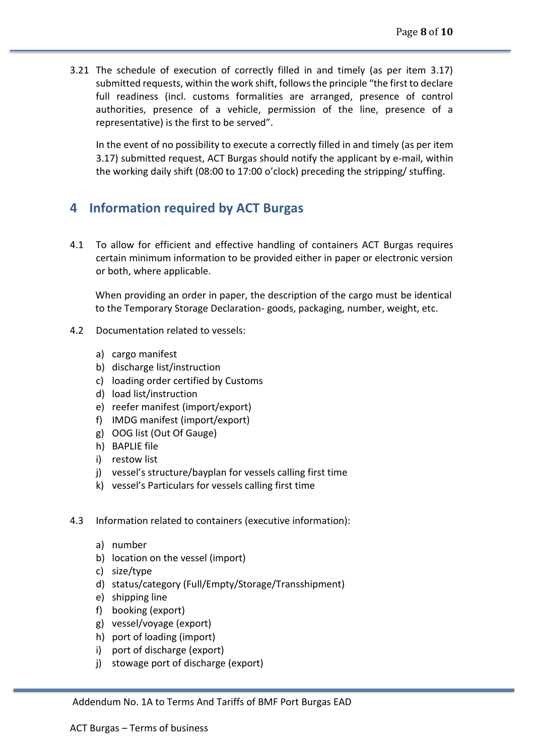3.21 The schedule of execution of correctly filled in and timely (as per item 3.17) submitted requests, within the work shift, follows the principle "the first to declare full readiness (incl. customs formalities are arranged, presence of control authorities, presence of a vehicle, permission of the line, presence of a representative) is the first to be served".

In the event of no possibility to execute a correctly filled in and timely (as per item 3.17) submitted request, ACT Burgas should notify the applicant by e-mail, within the working daily shift (08:00 to 17:00 o'clock) preceding the stripping/ stuffing.

# 4 Information required by ACT Burgas

4.1 To allow for efficient and effective handling of containers ACT Burgas requires certain minimum information to be provided either in paper or electronic version or both, where applicable.

When providing an order in paper, the description of the cargo must be identical to the Temporary Storage Declaration- goods, packaging, number, weight, etc.

4.2 Documentation related to vessels:

a) cargo manifest
b) discharge list/instruction
c) loading order certified by Customs
d) load list/instruction
e) reefer manifest (import/export)
f) IMDG manifest (import/export)
g) OOG list (Out Of Gauge)
h) BAPLIE file
i) restow list
j) vessel's structure/bayplan for vessels calling first time
k) vessel's Particulars for vessels calling first time

4.3 Information related to containers (executive information):

a) number
b) location on the vessel (import)
c) size/type
d) status/category (Full/Empty/Storage/Transshipment)
e) shipping line
f) booking (export)
g) vessel/voyage (export)
h) port of loading (import)
i) port of discharge (export)
j) stowage port of discharge (export)

Addendum No. 1A to Terms And Tariffs of BMF Port Burgas EAD

ACT Burgas – Terms of business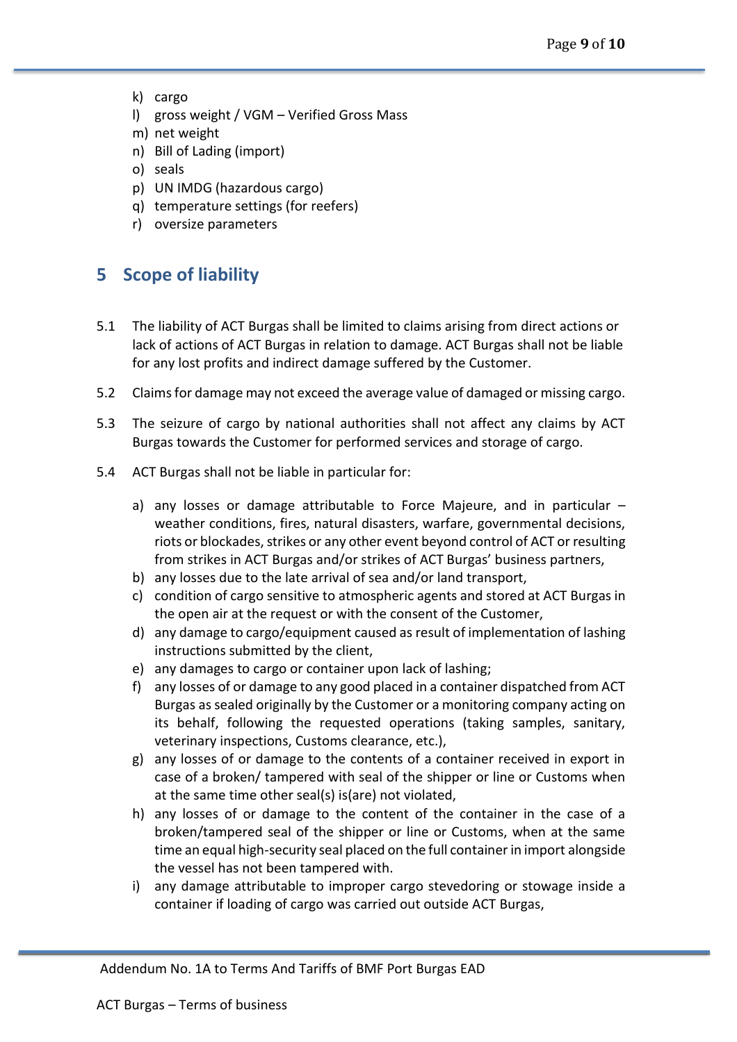k) cargo
l) gross weight / VGM – Verified Gross Mass
m) net weight
n) Bill of Lading (import)
o) seals
p) UN IMDG (hazardous cargo)
q) temperature settings (for reefers)
r) oversize parameters

## 5 Scope of liability

5.1 The liability of ACT Burgas shall be limited to claims arising from direct actions or lack of actions of ACT Burgas in relation to damage. ACT Burgas shall not be liable for any lost profits and indirect damage suffered by the Customer.

5.2 Claims for damage may not exceed the average value of damaged or missing cargo.

5.3 The seizure of cargo by national authorities shall not affect any claims by ACT Burgas towards the Customer for performed services and storage of cargo.

5.4 ACT Burgas shall not be liable in particular for:

a) any losses or damage attributable to Force Majeure, and in particular – weather conditions, fires, natural disasters, warfare, governmental decisions, riots or blockades, strikes or any other event beyond control of ACT or resulting from strikes in ACT Burgas and/or strikes of ACT Burgas' business partners,
b) any losses due to the late arrival of sea and/or land transport,
c) condition of cargo sensitive to atmospheric agents and stored at ACT Burgas in the open air at the request or with the consent of the Customer,
d) any damage to cargo/equipment caused as result of implementation of lashing instructions submitted by the client,
e) any damages to cargo or container upon lack of lashing;
f) any losses of or damage to any good placed in a container dispatched from ACT Burgas as sealed originally by the Customer or a monitoring company acting on its behalf, following the requested operations (taking samples, sanitary, veterinary inspections, Customs clearance, etc.),
g) any losses of or damage to the contents of a container received in export in case of a broken/ tampered with seal of the shipper or line or Customs when at the same time other seal(s) is(are) not violated,
h) any losses of or damage to the content of the container in the case of a broken/tampered seal of the shipper or line or Customs, when at the same time an equal high-security seal placed on the full container in import alongside the vessel has not been tampered with.
i) any damage attributable to improper cargo stevedoring or stowage inside a container if loading of cargo was carried out outside ACT Burgas,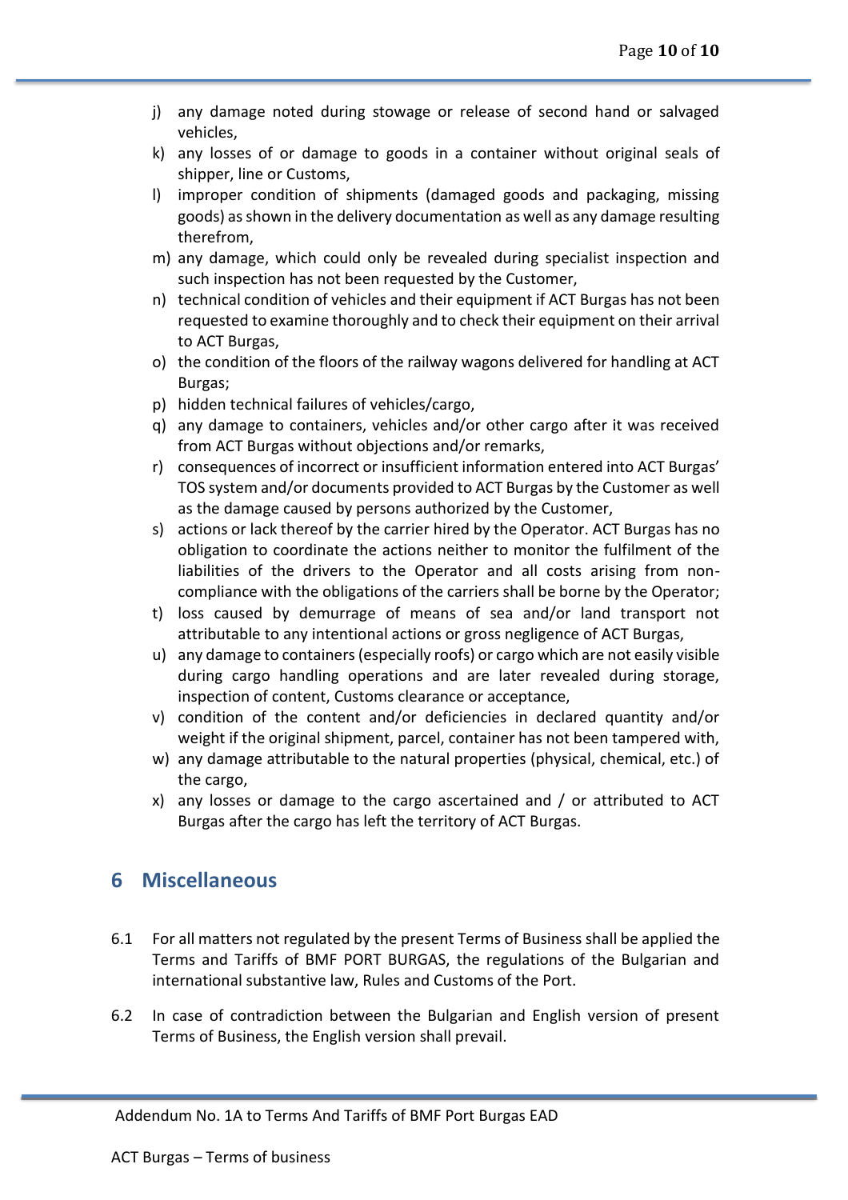j) any damage noted during stowage or release of second hand or salvaged vehicles,
k) any losses of or damage to goods in a container without original seals of shipper, line or Customs,
l) improper condition of shipments (damaged goods and packaging, missing goods) as shown in the delivery documentation as well as any damage resulting therefrom,
m) any damage, which could only be revealed during specialist inspection and such inspection has not been requested by the Customer,
n) technical condition of vehicles and their equipment if ACT Burgas has not been requested to examine thoroughly and to check their equipment on their arrival to ACT Burgas,
o) the condition of the floors of the railway wagons delivered for handling at ACT Burgas;
p) hidden technical failures of vehicles/cargo,
q) any damage to containers, vehicles and/or other cargo after it was received from ACT Burgas without objections and/or remarks,
r) consequences of incorrect or insufficient information entered into ACT Burgas' TOS system and/or documents provided to ACT Burgas by the Customer as well as the damage caused by persons authorized by the Customer,
s) actions or lack thereof by the carrier hired by the Operator. ACT Burgas has no obligation to coordinate the actions neither to monitor the fulfilment of the liabilities of the drivers to the Operator and all costs arising from non-compliance with the obligations of the carriers shall be borne by the Operator;
t) loss caused by demurrage of means of sea and/or land transport not attributable to any intentional actions or gross negligence of ACT Burgas,
u) any damage to containers (especially roofs) or cargo which are not easily visible during cargo handling operations and are later revealed during storage, inspection of content, Customs clearance or acceptance,
v) condition of the content and/or deficiencies in declared quantity and/or weight if the original shipment, parcel, container has not been tampered with,
w) any damage attributable to the natural properties (physical, chemical, etc.) of the cargo,
x) any losses or damage to the cargo ascertained and / or attributed to ACT Burgas after the cargo has left the territory of ACT Burgas.

# 6 Miscellaneous

6.1 For all matters not regulated by the present Terms of Business shall be applied the Terms and Tariffs of BMF PORT BURGAS, the regulations of the Bulgarian and international substantive law, Rules and Customs of the Port.

6.2 In case of contradiction between the Bulgarian and English version of present Terms of Business, the English version shall prevail.